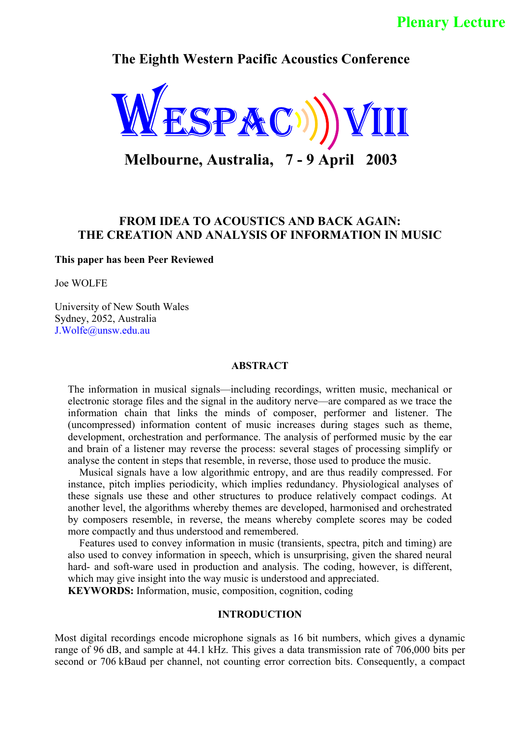Plenary Lecture

**The Eighth Western Pacific Acoustics Conference**

**WESPAC VIII**

**Melbourne, Australia, 7 - 9 April 2003**

# FROM IDEA TO ACOUSTICS AND BACK AGAIN: THE CREATION AND ANALYSIS OF INFORMATION IN MUSIC

**This paper has been Peer Reviewed**

Joe WOLFE

University of New South Wales
Sydney, 2052, Australia
J.Wolfe@unsw.edu.au

## ABSTRACT

The information in musical signals—including recordings, written music, mechanical or electronic storage files and the signal in the auditory nerve—are compared as we trace the information chain that links the minds of composer, performer and listener. The (uncompressed) information content of music increases during stages such as theme, development, orchestration and performance. The analysis of performed music by the ear and brain of a listener may reverse the process: several stages of processing simplify or analyse the content in steps that resemble, in reverse, those used to produce the music.

Musical signals have a low algorithmic entropy, and are thus readily compressed. For instance, pitch implies periodicity, which implies redundancy. Physiological analyses of these signals use these and other structures to produce relatively compact codings. At another level, the algorithms whereby themes are developed, harmonised and orchestrated by composers resemble, in reverse, the means whereby complete scores may be coded more compactly and thus understood and remembered.

Features used to convey information in music (transients, spectra, pitch and timing) are also used to convey information in speech, which is unsurprising, given the shared neural hard- and soft-ware used in production and analysis. The coding, however, is different, which may give insight into the way music is understood and appreciated.

**KEYWORDS:** Information, music, composition, cognition, coding

## INTRODUCTION

Most digital recordings encode microphone signals as 16 bit numbers, which gives a dynamic range of 96 dB, and sample at 44.1 kHz. This gives a data transmission rate of 706,000 bits per second or 706 kBaud per channel, not counting error correction bits. Consequently, a compact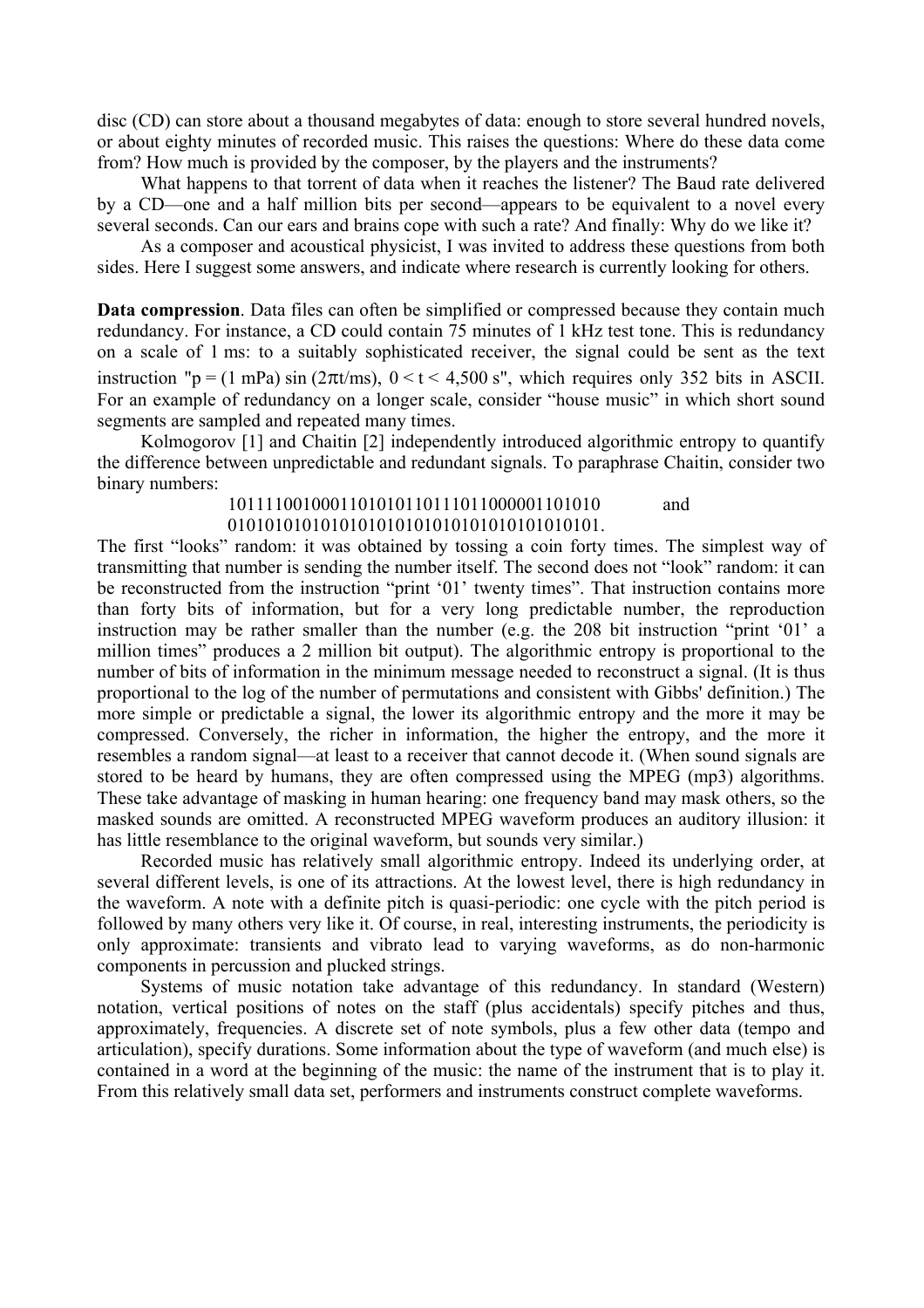disc (CD) can store about a thousand megabytes of data: enough to store several hundred novels, or about eighty minutes of recorded music. This raises the questions: Where do these data come from? How much is provided by the composer, by the players and the instruments?

What happens to that torrent of data when it reaches the listener? The Baud rate delivered by a CD—one and a half million bits per second—appears to be equivalent to a novel every several seconds. Can our ears and brains cope with such a rate? And finally: Why do we like it?

As a composer and acoustical physicist, I was invited to address these questions from both sides. Here I suggest some answers, and indicate where research is currently looking for others.

**Data compression**. Data files can often be simplified or compressed because they contain much redundancy. For instance, a CD could contain 75 minutes of 1 kHz test tone. This is redundancy on a scale of 1 ms: to a suitably sophisticated receiver, the signal could be sent as the text instruction "p = (1 mPa) sin ($2\pi$t/ms), 0 < t < 4,500 s", which requires only 352 bits in ASCII. For an example of redundancy on a longer scale, consider "house music" in which short sound segments are sampled and repeated many times.

Kolmogorov [1] and Chaitin [2] independently introduced algorithmic entropy to quantify the difference between unpredictable and redundant signals. To paraphrase Chaitin, consider two binary numbers:

1011110010001101010110111011000001101010 and
0101010101010101010101010101010101010101.

The first "looks" random: it was obtained by tossing a coin forty times. The simplest way of transmitting that number is sending the number itself. The second does not "look" random: it can be reconstructed from the instruction "print '01' twenty times". That instruction contains more than forty bits of information, but for a very long predictable number, the reproduction instruction may be rather smaller than the number (e.g. the 208 bit instruction "print '01' a million times" produces a 2 million bit output). The algorithmic entropy is proportional to the number of bits of information in the minimum message needed to reconstruct a signal. (It is thus proportional to the log of the number of permutations and consistent with Gibbs' definition.) The more simple or predictable a signal, the lower its algorithmic entropy and the more it may be compressed. Conversely, the richer in information, the higher the entropy, and the more it resembles a random signal—at least to a receiver that cannot decode it. (When sound signals are stored to be heard by humans, they are often compressed using the MPEG (mp3) algorithms. These take advantage of masking in human hearing: one frequency band may mask others, so the masked sounds are omitted. A reconstructed MPEG waveform produces an auditory illusion: it has little resemblance to the original waveform, but sounds very similar.)

Recorded music has relatively small algorithmic entropy. Indeed its underlying order, at several different levels, is one of its attractions. At the lowest level, there is high redundancy in the waveform. A note with a definite pitch is quasi-periodic: one cycle with the pitch period is followed by many others very like it. Of course, in real, interesting instruments, the periodicity is only approximate: transients and vibrato lead to varying waveforms, as do non-harmonic components in percussion and plucked strings.

Systems of music notation take advantage of this redundancy. In standard (Western) notation, vertical positions of notes on the staff (plus accidentals) specify pitches and thus, approximately, frequencies. A discrete set of note symbols, plus a few other data (tempo and articulation), specify durations. Some information about the type of waveform (and much else) is contained in a word at the beginning of the music: the name of the instrument that is to play it. From this relatively small data set, performers and instruments construct complete waveforms.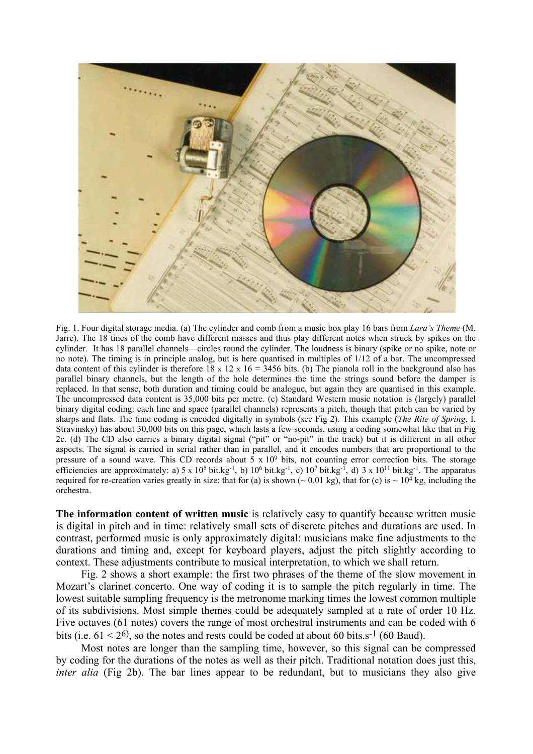Fig. 1. Four digital storage media. (a) The cylinder and comb from a music box play 16 bars from *Lara's Theme* (M. Jarre). The 18 tines of the comb have different masses and thus play different notes when struck by spikes on the cylinder. It has 18 parallel channels—circles round the cylinder. The loudness is binary (spike or no spike, note or no note). The timing is in principle analog, but is here quantised in multiples of 1/12 of a bar. The uncompressed data content of this cylinder is therefore 18 x 12 x 16 = 3456 bits. (b) The pianola roll in the background also has parallel binary channels, but the length of the hole determines the time the strings sound before the damper is replaced. In that sense, both duration and timing could be analogue, but again they are quantised in this example. The uncompressed data content is 35,000 bits per metre. (c) Standard Western music notation is (largely) parallel binary digital coding: each line and space (parallel channels) represents a pitch, though that pitch can be varied by sharps and flats. The time coding is encoded digitally in symbols (see Fig 2). This example (*The Rite of Spring*, I. Stravinsky) has about 30,000 bits on this page, which lasts a few seconds, using a coding somewhat like that in Fig 2c. (d) The CD also carries a binary digital signal ("pit" or "no-pit" in the track) but it is different in all other aspects. The signal is carried in serial rather than in parallel, and it encodes numbers that are proportional to the pressure of a sound wave. This CD records about $5 \times 10^9$ bits, not counting error correction bits. The storage efficiencies are approximately: a) $5 \times 10^5$ bit.kg$^{-1}$, b) $10^6$ bit.kg$^{-1}$, c) $10^7$ bit.kg$^{-1}$, d) $3 \times 10^{11}$ bit.kg$^{-1}$. The apparatus required for re-creation varies greatly in size: that for (a) is shown (~ 0.01 kg), that for (c) is ~ $10^4$ kg, including the orchestra.

**The information content of written music** is relatively easy to quantify because written music is digital in pitch and in time: relatively small sets of discrete pitches and durations are used. In contrast, performed music is only approximately digital: musicians make fine adjustments to the durations and timing and, except for keyboard players, adjust the pitch slightly according to context. These adjustments contribute to musical interpretation, to which we shall return.

Fig. 2 shows a short example: the first two phrases of the theme of the slow movement in Mozart's clarinet concerto. One way of coding it is to sample the pitch regularly in time. The lowest suitable sampling frequency is the metronome marking times the lowest common multiple of its subdivisions. Most simple themes could be adequately sampled at a rate of order 10 Hz. Five octaves (61 notes) covers the range of most orchestral instruments and can be coded with 6 bits (i.e. $61 < 2^6$), so the notes and rests could be coded at about 60 bits.s$^{-1}$ (60 Baud).

Most notes are longer than the sampling time, however, so this signal can be compressed by coding for the durations of the notes as well as their pitch. Traditional notation does just this, *inter alia* (Fig 2b). The bar lines appear to be redundant, but to musicians they also give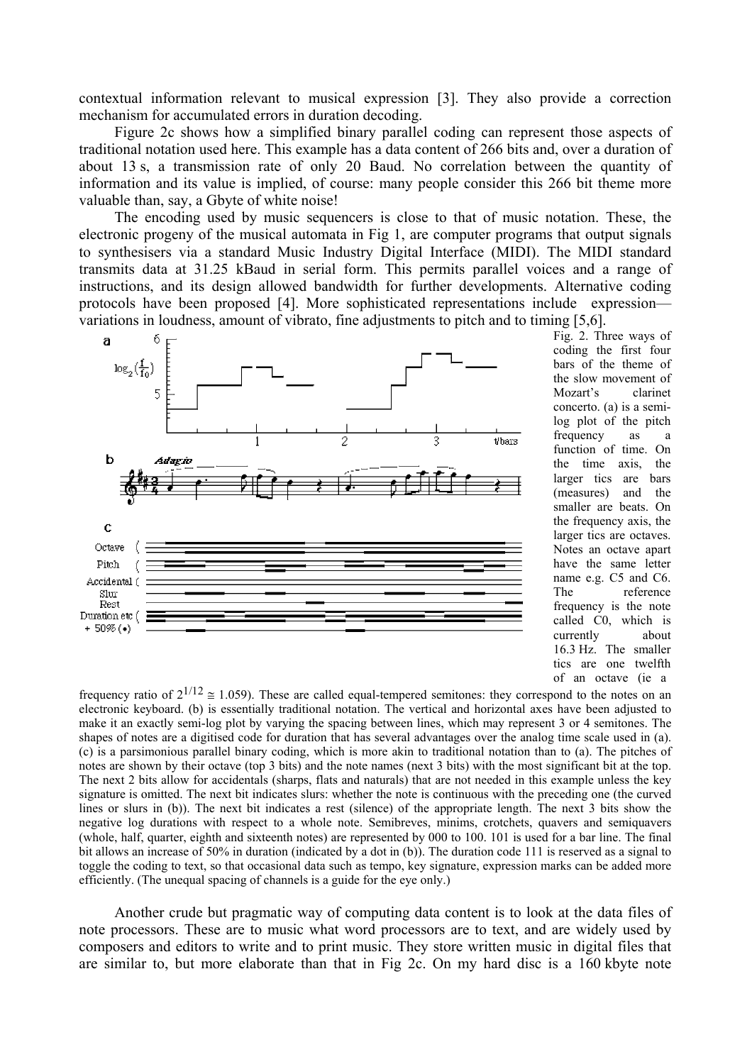contextual information relevant to musical expression [3]. They also provide a correction mechanism for accumulated errors in duration decoding.

Figure 2c shows how a simplified binary parallel coding can represent those aspects of traditional notation used here. This example has a data content of 266 bits and, over a duration of about 13 s, a transmission rate of only 20 Baud. No correlation between the quantity of information and its value is implied, of course: many people consider this 266 bit theme more valuable than, say, a Gbyte of white noise!

The encoding used by music sequencers is close to that of music notation. These, the electronic progeny of the musical automata in Fig 1, are computer programs that output signals to synthesisers via a standard Music Industry Digital Interface (MIDI). The MIDI standard transmits data at 31.25 kBaud in serial form. This permits parallel voices and a range of instructions, and its design allowed bandwidth for further developments. Alternative coding protocols have been proposed [4]. More sophisticated representations include expression—variations in loudness, amount of vibrato, fine adjustments to pitch and to timing [5,6].

Fig. 2. Three ways of coding the first four bars of the theme of the slow movement of Mozart's clarinet concerto. (a) is a semi-log plot of the pitch frequency as a function of time. On the time axis, the larger tics are bars (measures) and the smaller are beats. On the frequency axis, the larger tics are octaves. Notes an octave apart have the same letter name e.g. C5 and C6. The reference frequency is the note called C0, which is currently about 16.3 Hz. The smaller tics are one twelfth of an octave (ie a frequency ratio of $2^{1/12} \cong 1.059$). These are called equal-tempered semitones: they correspond to the notes on an electronic keyboard. (b) is essentially traditional notation. The vertical and horizontal axes have been adjusted to make it an exactly semi-log plot by varying the spacing between lines, which may represent 3 or 4 semitones. The shapes of notes are a digitised code for duration that has several advantages over the analog time scale used in (a). (c) is a parsimonious parallel binary coding, which is more akin to traditional notation than to (a). The pitches of notes are shown by their octave (top 3 bits) and the note names (next 3 bits) with the most significant bit at the top. The next 2 bits allow for accidentals (sharps, flats and naturals) that are not needed in this example unless the key signature is omitted. The next bit indicates slurs: whether the note is continuous with the preceding one (the curved lines or slurs in (b)). The next bit indicates a rest (silence) of the appropriate length. The next 3 bits show the negative log durations with respect to a whole note. Semibreves, minims, crotchets, quavers and semiquavers (whole, half, quarter, eighth and sixteenth notes) are represented by 000 to 100. 101 is used for a bar line. The final bit allows an increase of 50% in duration (indicated by a dot in (b)). The duration code 111 is reserved as a signal to toggle the coding to text, so that occasional data such as tempo, key signature, expression marks can be added more efficiently. (The unequal spacing of channels is a guide for the eye only.)

Another crude but pragmatic way of computing data content is to look at the data files of note processors. These are to music what word processors are to text, and are widely used by composers and editors to write and to print music. They store written music in digital files that are similar to, but more elaborate than that in Fig 2c. On my hard disc is a 160 kbyte note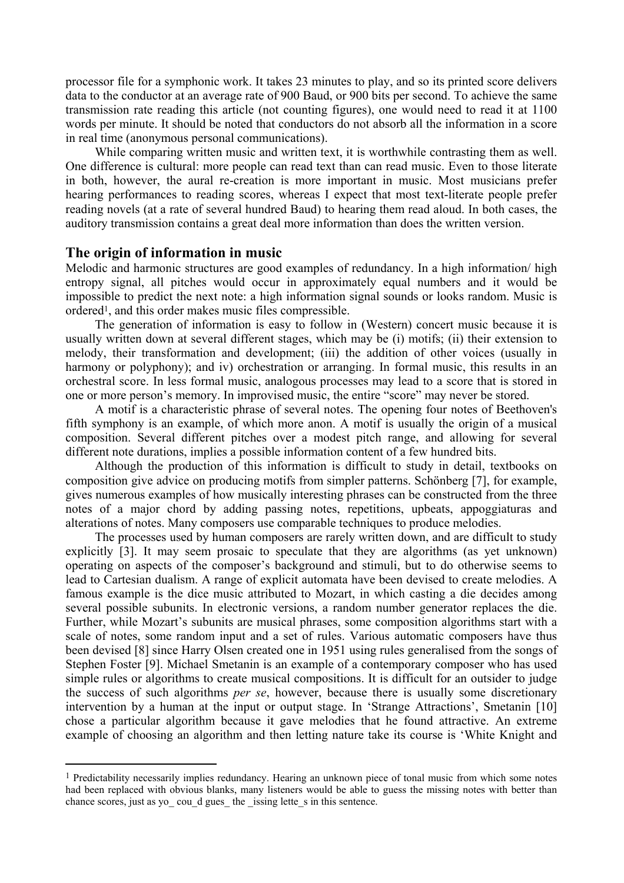processor file for a symphonic work. It takes 23 minutes to play, and so its printed score delivers data to the conductor at an average rate of 900 Baud, or 900 bits per second. To achieve the same transmission rate reading this article (not counting figures), one would need to read it at 1100 words per minute. It should be noted that conductors do not absorb all the information in a score in real time (anonymous personal communications).

While comparing written music and written text, it is worthwhile contrasting them as well. One difference is cultural: more people can read text than can read music. Even to those literate in both, however, the aural re-creation is more important in music. Most musicians prefer hearing performances to reading scores, whereas I expect that most text-literate people prefer reading novels (at a rate of several hundred Baud) to hearing them read aloud. In both cases, the auditory transmission contains a great deal more information than does the written version.

## The origin of information in music

Melodic and harmonic structures are good examples of redundancy. In a high information/ high entropy signal, all pitches would occur in approximately equal numbers and it would be impossible to predict the next note: a high information signal sounds or looks random. Music is ordered[1], and this order makes music files compressible.

The generation of information is easy to follow in (Western) concert music because it is usually written down at several different stages, which may be (i) motifs; (ii) their extension to melody, their transformation and development; (iii) the addition of other voices (usually in harmony or polyphony); and iv) orchestration or arranging. In formal music, this results in an orchestral score. In less formal music, analogous processes may lead to a score that is stored in one or more person's memory. In improvised music, the entire "score" may never be stored.

A motif is a characteristic phrase of several notes. The opening four notes of Beethoven's fifth symphony is an example, of which more anon. A motif is usually the origin of a musical composition. Several different pitches over a modest pitch range, and allowing for several different note durations, implies a possible information content of a few hundred bits.

Although the production of this information is difficult to study in detail, textbooks on composition give advice on producing motifs from simpler patterns. Schönberg [7], for example, gives numerous examples of how musically interesting phrases can be constructed from the three notes of a major chord by adding passing notes, repetitions, upbeats, appoggiaturas and alterations of notes. Many composers use comparable techniques to produce melodies.

The processes used by human composers are rarely written down, and are difficult to study explicitly [3]. It may seem prosaic to speculate that they are algorithms (as yet unknown) operating on aspects of the composer's background and stimuli, but to do otherwise seems to lead to Cartesian dualism. A range of explicit automata have been devised to create melodies. A famous example is the dice music attributed to Mozart, in which casting a die decides among several possible subunits. In electronic versions, a random number generator replaces the die. Further, while Mozart's subunits are musical phrases, some composition algorithms start with a scale of notes, some random input and a set of rules. Various automatic composers have thus been devised [8] since Harry Olsen created one in 1951 using rules generalised from the songs of Stephen Foster [9]. Michael Smetanin is an example of a contemporary composer who has used simple rules or algorithms to create musical compositions. It is difficult for an outsider to judge the success of such algorithms *per se*, however, because there is usually some discretionary intervention by a human at the input or output stage. In 'Strange Attractions', Smetanin [10] chose a particular algorithm because it gave melodies that he found attractive. An extreme example of choosing an algorithm and then letting nature take its course is 'White Knight and

---

[1] Predictability necessarily implies redundancy. Hearing an unknown piece of tonal music from which some notes had been replaced with obvious blanks, many listeners would be able to guess the missing notes with better than chance scores, just as yo_ cou_d gues_ the _issing lette_s in this sentence.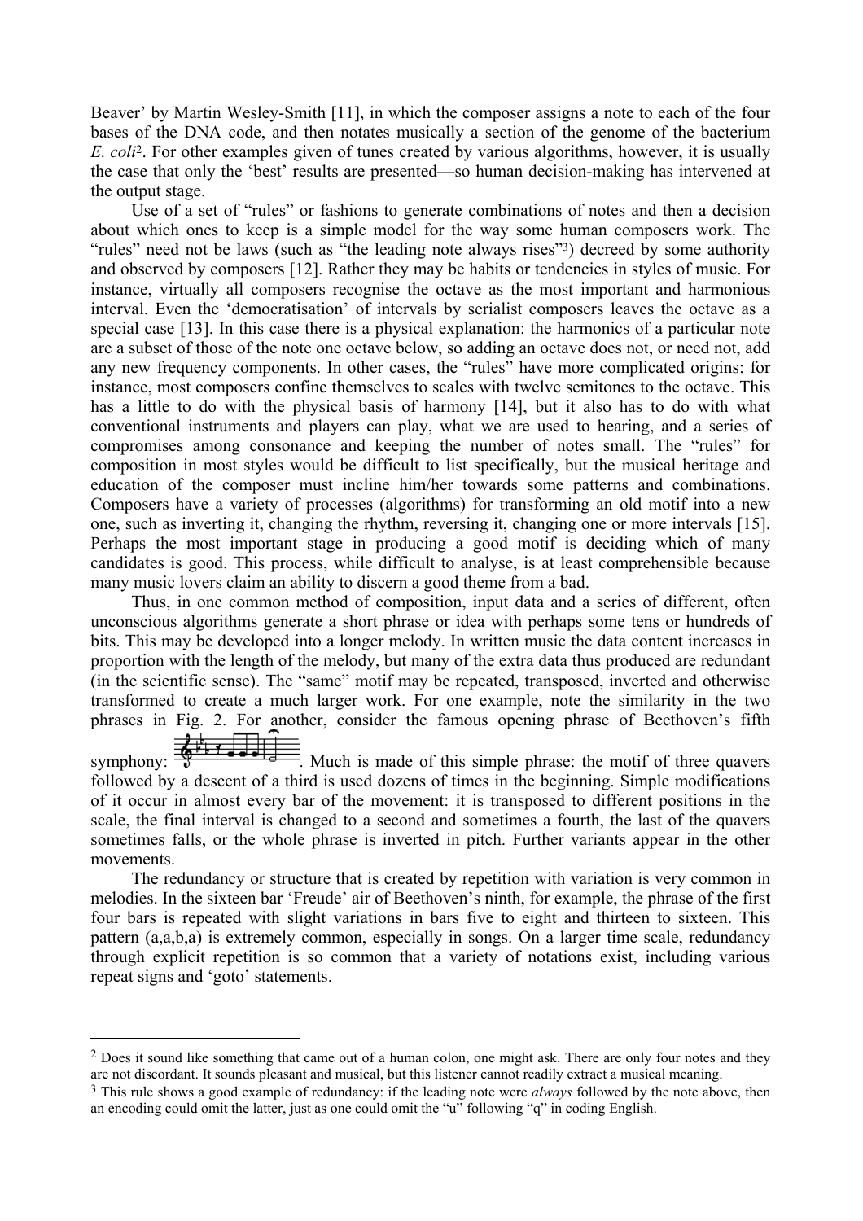Beaver' by Martin Wesley-Smith [11], in which the composer assigns a note to each of the four bases of the DNA code, and then notates musically a section of the genome of the bacterium *E. coli*[2]. For other examples given of tunes created by various algorithms, however, it is usually the case that only the 'best' results are presented—so human decision-making has intervened at the output stage.

Use of a set of "rules" or fashions to generate combinations of notes and then a decision about which ones to keep is a simple model for the way some human composers work. The "rules" need not be laws (such as "the leading note always rises"[3]) decreed by some authority and observed by composers [12]. Rather they may be habits or tendencies in styles of music. For instance, virtually all composers recognise the octave as the most important and harmonious interval. Even the 'democratisation' of intervals by serialist composers leaves the octave as a special case [13]. In this case there is a physical explanation: the harmonics of a particular note are a subset of those of the note one octave below, so adding an octave does not, or need not, add any new frequency components. In other cases, the "rules" have more complicated origins: for instance, most composers confine themselves to scales with twelve semitones to the octave. This has a little to do with the physical basis of harmony [14], but it also has to do with what conventional instruments and players can play, what we are used to hearing, and a series of compromises among consonance and keeping the number of notes small. The "rules" for composition in most styles would be difficult to list specifically, but the musical heritage and education of the composer must incline him/her towards some patterns and combinations. Composers have a variety of processes (algorithms) for transforming an old motif into a new one, such as inverting it, changing the rhythm, reversing it, changing one or more intervals [15]. Perhaps the most important stage in producing a good motif is deciding which of many candidates is good. This process, while difficult to analyse, is at least comprehensible because many music lovers claim an ability to discern a good theme from a bad.

Thus, in one common method of composition, input data and a series of different, often unconscious algorithms generate a short phrase or idea with perhaps some tens or hundreds of bits. This may be developed into a longer melody. In written music the data content increases in proportion with the length of the melody, but many of the extra data thus produced are redundant (in the scientific sense). The "same" motif may be repeated, transposed, inverted and otherwise transformed to create a much larger work. For one example, note the similarity in the two phrases in Fig. 2. For another, consider the famous opening phrase of Beethoven's fifth symphony: . Much is made of this simple phrase: the motif of three quavers followed by a descent of a third is used dozens of times in the beginning. Simple modifications of it occur in almost every bar of the movement: it is transposed to different positions in the scale, the final interval is changed to a second and sometimes a fourth, the last of the quavers sometimes falls, or the whole phrase is inverted in pitch. Further variants appear in the other movements.

The redundancy or structure that is created by repetition with variation is very common in melodies. In the sixteen bar 'Freude' air of Beethoven's ninth, for example, the phrase of the first four bars is repeated with slight variations in bars five to eight and thirteen to sixteen. This pattern (a,a,b,a) is extremely common, especially in songs. On a larger time scale, redundancy through explicit repetition is so common that a variety of notations exist, including various repeat signs and 'goto' statements.

---

[2] Does it sound like something that came out of a human colon, one might ask. There are only four notes and they are not discordant. It sounds pleasant and musical, but this listener cannot readily extract a musical meaning.

[3] This rule shows a good example of redundancy: if the leading note were *always* followed by the note above, then an encoding could omit the latter, just as one could omit the "u" following "q" in coding English.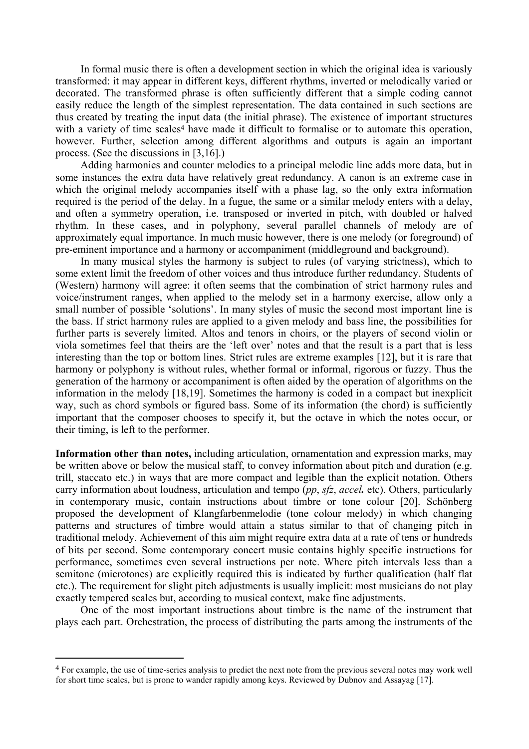In formal music there is often a development section in which the original idea is variously transformed: it may appear in different keys, different rhythms, inverted or melodically varied or decorated. The transformed phrase is often sufficiently different that a simple coding cannot easily reduce the length of the simplest representation. The data contained in such sections are thus created by treating the input data (the initial phrase). The existence of important structures with a variety of time scales[4] have made it difficult to formalise or to automate this operation, however. Further, selection among different algorithms and outputs is again an important process. (See the discussions in [3,16].)

Adding harmonies and counter melodies to a principal melodic line adds more data, but in some instances the extra data have relatively great redundancy. A canon is an extreme case in which the original melody accompanies itself with a phase lag, so the only extra information required is the period of the delay. In a fugue, the same or a similar melody enters with a delay, and often a symmetry operation, i.e. transposed or inverted in pitch, with doubled or halved rhythm. In these cases, and in polyphony, several parallel channels of melody are of approximately equal importance. In much music however, there is one melody (or foreground) of pre-eminent importance and a harmony or accompaniment (middleground and background).

In many musical styles the harmony is subject to rules (of varying strictness), which to some extent limit the freedom of other voices and thus introduce further redundancy. Students of (Western) harmony will agree: it often seems that the combination of strict harmony rules and voice/instrument ranges, when applied to the melody set in a harmony exercise, allow only a small number of possible 'solutions'. In many styles of music the second most important line is the bass. If strict harmony rules are applied to a given melody and bass line, the possibilities for further parts is severely limited. Altos and tenors in choirs, or the players of second violin or viola sometimes feel that theirs are the 'left over' notes and that the result is a part that is less interesting than the top or bottom lines. Strict rules are extreme examples [12], but it is rare that harmony or polyphony is without rules, whether formal or informal, rigorous or fuzzy. Thus the generation of the harmony or accompaniment is often aided by the operation of algorithms on the information in the melody [18,19]. Sometimes the harmony is coded in a compact but inexplicit way, such as chord symbols or figured bass. Some of its information (the chord) is sufficiently important that the composer chooses to specify it, but the octave in which the notes occur, or their timing, is left to the performer.

**Information other than notes,** including articulation, ornamentation and expression marks, may be written above or below the musical staff, to convey information about pitch and duration (e.g. trill, staccato etc.) in ways that are more compact and legible than the explicit notation. Others carry information about loudness, articulation and tempo (*pp*, *sfz*, *accel.* etc). Others, particularly in contemporary music, contain instructions about timbre or tone colour [20]. Schönberg proposed the development of Klangfarbenmelodie (tone colour melody) in which changing patterns and structures of timbre would attain a status similar to that of changing pitch in traditional melody. Achievement of this aim might require extra data at a rate of tens or hundreds of bits per second. Some contemporary concert music contains highly specific instructions for performance, sometimes even several instructions per note. Where pitch intervals less than a semitone (microtones) are explicitly required this is indicated by further qualification (half flat etc.). The requirement for slight pitch adjustments is usually implicit: most musicians do not play exactly tempered scales but, according to musical context, make fine adjustments.

One of the most important instructions about timbre is the name of the instrument that plays each part. Orchestration, the process of distributing the parts among the instruments of the

---

[4] For example, the use of time-series analysis to predict the next note from the previous several notes may work well for short time scales, but is prone to wander rapidly among keys. Reviewed by Dubnov and Assayag [17].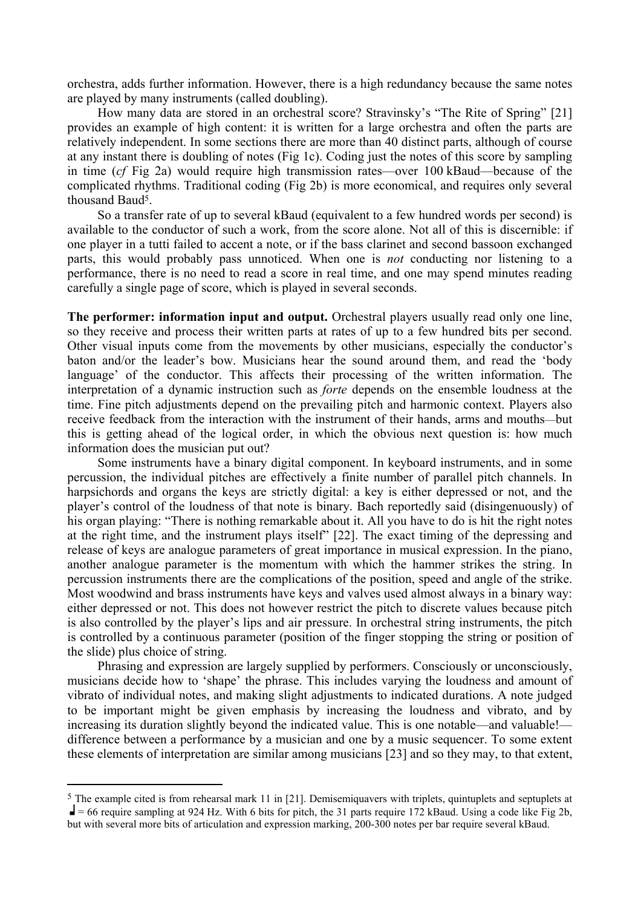orchestra, adds further information. However, there is a high redundancy because the same notes are played by many instruments (called doubling).

How many data are stored in an orchestral score? Stravinsky's "The Rite of Spring" [21] provides an example of high content: it is written for a large orchestra and often the parts are relatively independent. In some sections there are more than 40 distinct parts, although of course at any instant there is doubling of notes (Fig 1c). Coding just the notes of this score by sampling in time (*cf* Fig 2a) would require high transmission rates—over 100 kBaud—because of the complicated rhythms. Traditional coding (Fig 2b) is more economical, and requires only several thousand Baud[5].

So a transfer rate of up to several kBaud (equivalent to a few hundred words per second) is available to the conductor of such a work, from the score alone. Not all of this is discernible: if one player in a tutti failed to accent a note, or if the bass clarinet and second bassoon exchanged parts, this would probably pass unnoticed. When one is *not* conducting nor listening to a performance, there is no need to read a score in real time, and one may spend minutes reading carefully a single page of score, which is played in several seconds.

**The performer: information input and output.** Orchestral players usually read only one line, so they receive and process their written parts at rates of up to a few hundred bits per second. Other visual inputs come from the movements by other musicians, especially the conductor's baton and/or the leader's bow. Musicians hear the sound around them, and read the 'body language' of the conductor. This affects their processing of the written information. The interpretation of a dynamic instruction such as *forte* depends on the ensemble loudness at the time. Fine pitch adjustments depend on the prevailing pitch and harmonic context. Players also receive feedback from the interaction with the instrument of their hands, arms and mouths—but this is getting ahead of the logical order, in which the obvious next question is: how much information does the musician put out?

Some instruments have a binary digital component. In keyboard instruments, and in some percussion, the individual pitches are effectively a finite number of parallel pitch channels. In harpsichords and organs the keys are strictly digital: a key is either depressed or not, and the player's control of the loudness of that note is binary. Bach reportedly said (disingenuously) of his organ playing: "There is nothing remarkable about it. All you have to do is hit the right notes at the right time, and the instrument plays itself" [22]. The exact timing of the depressing and release of keys are analogue parameters of great importance in musical expression. In the piano, another analogue parameter is the momentum with which the hammer strikes the string. In percussion instruments there are the complications of the position, speed and angle of the strike. Most woodwind and brass instruments have keys and valves used almost always in a binary way: either depressed or not. This does not however restrict the pitch to discrete values because pitch is also controlled by the player's lips and air pressure. In orchestral string instruments, the pitch is controlled by a continuous parameter (position of the finger stopping the string or position of the slide) plus choice of string.

Phrasing and expression are largely supplied by performers. Consciously or unconsciously, musicians decide how to 'shape' the phrase. This includes varying the loudness and amount of vibrato of individual notes, and making slight adjustments to indicated durations. A note judged to be important might be given emphasis by increasing the loudness and vibrato, and by increasing its duration slightly beyond the indicated value. This is one notable—and valuable!—difference between a performance by a musician and one by a music sequencer. To some extent these elements of interpretation are similar among musicians [23] and so they may, to that extent,

---

[5] The example cited is from rehearsal mark 11 in [21]. Demisemiquavers with triplets, quintuplets and septuplets at ♩ = 66 require sampling at 924 Hz. With 6 bits for pitch, the 31 parts require 172 kBaud. Using a code like Fig 2b, but with several more bits of articulation and expression marking, 200-300 notes per bar require several kBaud.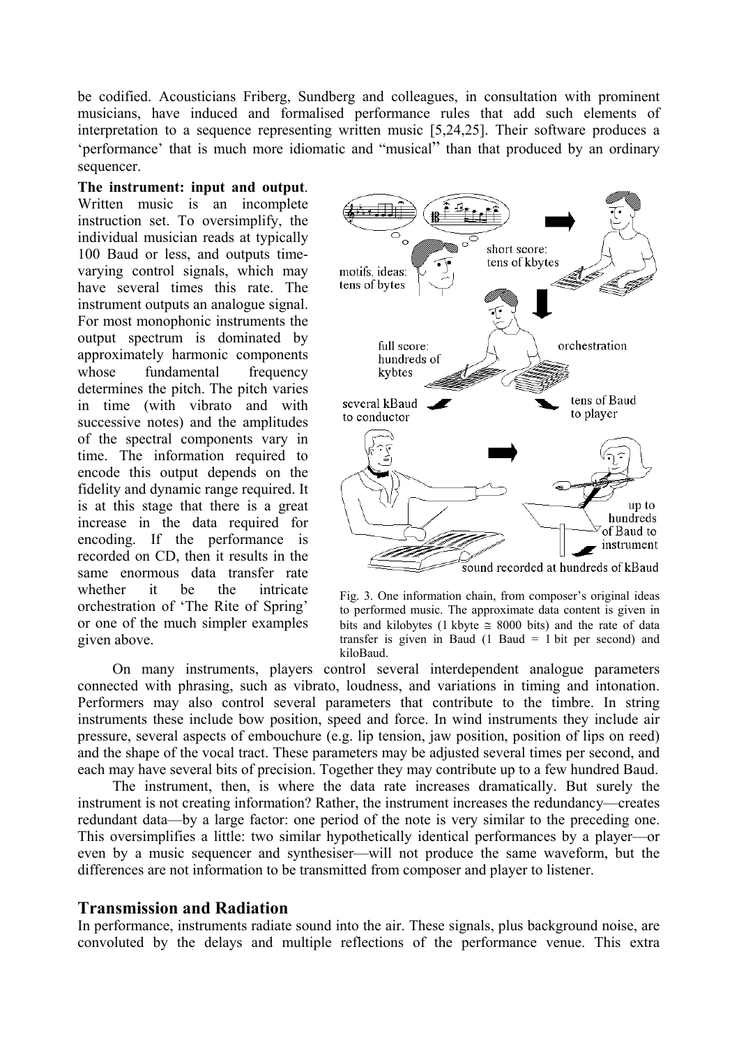be codified. Acousticians Friberg, Sundberg and colleagues, in consultation with prominent musicians, have induced and formalised performance rules that add such elements of interpretation to a sequence representing written music [5,24,25]. Their software produces a 'performance' that is much more idiomatic and "musical" than that produced by an ordinary sequencer.

**The instrument: input and output**. Written music is an incomplete instruction set. To oversimplify, the individual musician reads at typically 100 Baud or less, and outputs time-varying control signals, which may have several times this rate. The instrument outputs an analogue signal. For most monophonic instruments the output spectrum is dominated by approximately harmonic components whose fundamental frequency determines the pitch. The pitch varies in time (with vibrato and with successive notes) and the amplitudes of the spectral components vary in time. The information required to encode this output depends on the fidelity and dynamic range required. It is at this stage that there is a great increase in the data required for encoding. If the performance is recorded on CD, then it results in the same enormous data transfer rate whether it be the intricate orchestration of 'The Rite of Spring' or one of the much simpler examples given above.

Fig. 3. One information chain, from composer's original ideas to performed music. The approximate data content is given in bits and kilobytes (1 kbyte ≅ 8000 bits) and the rate of data transfer is given in Baud (1 Baud = 1 bit per second) and kiloBaud.

On many instruments, players control several interdependent analogue parameters connected with phrasing, such as vibrato, loudness, and variations in timing and intonation. Performers may also control several parameters that contribute to the timbre. In string instruments these include bow position, speed and force. In wind instruments they include air pressure, several aspects of embouchure (e.g. lip tension, jaw position, position of lips on reed) and the shape of the vocal tract. These parameters may be adjusted several times per second, and each may have several bits of precision. Together they may contribute up to a few hundred Baud.

The instrument, then, is where the data rate increases dramatically. But surely the instrument is not creating information? Rather, the instrument increases the redundancy—creates redundant data—by a large factor: one period of the note is very similar to the preceding one. This oversimplifies a little: two similar hypothetically identical performances by a player—or even by a music sequencer and synthesiser—will not produce the same waveform, but the differences are not information to be transmitted from composer and player to listener.

## Transmission and Radiation

In performance, instruments radiate sound into the air. These signals, plus background noise, are convoluted by the delays and multiple reflections of the performance venue. This extra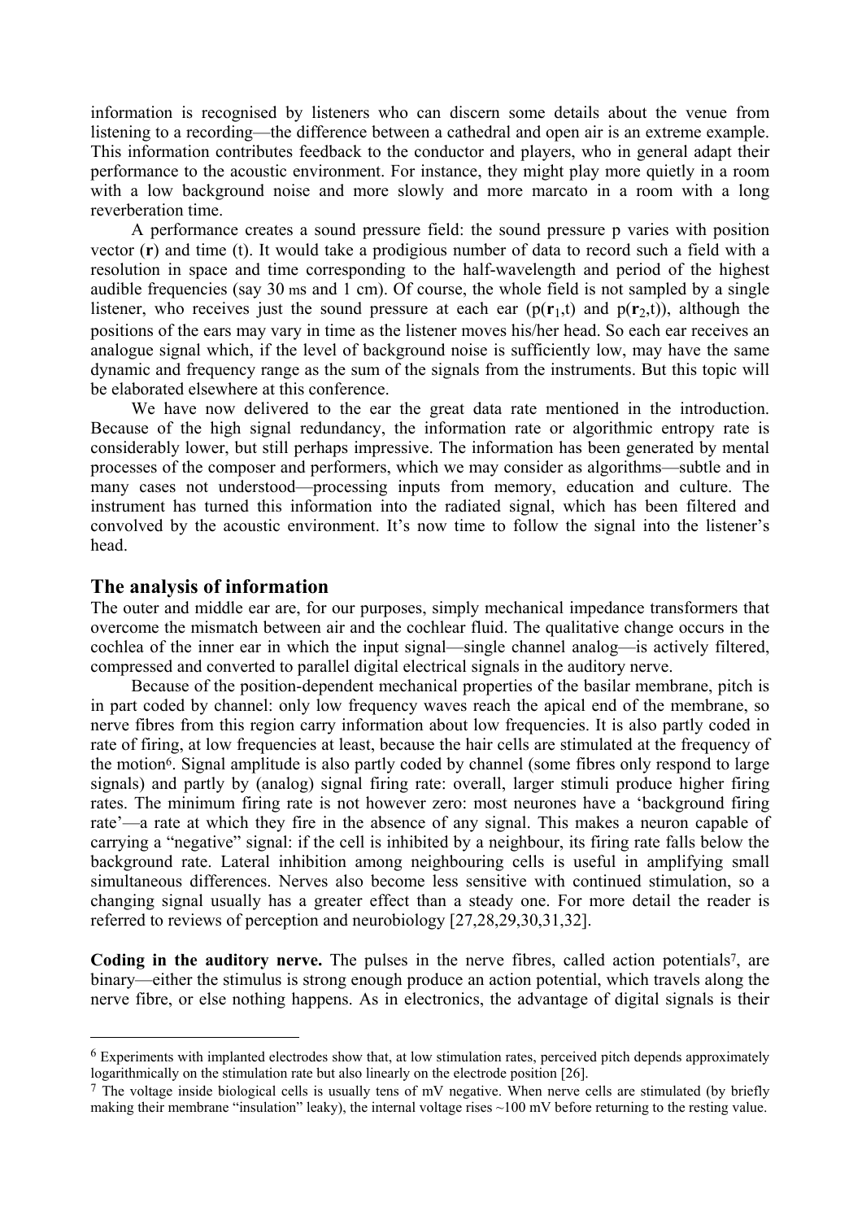information is recognised by listeners who can discern some details about the venue from listening to a recording—the difference between a cathedral and open air is an extreme example. This information contributes feedback to the conductor and players, who in general adapt their performance to the acoustic environment. For instance, they might play more quietly in a room with a low background noise and more slowly and more marcato in a room with a long reverberation time.

A performance creates a sound pressure field: the sound pressure p varies with position vector (**r**) and time (t). It would take a prodigious number of data to record such a field with a resolution in space and time corresponding to the half-wavelength and period of the highest audible frequencies (say 30 ms and 1 cm). Of course, the whole field is not sampled by a single listener, who receives just the sound pressure at each ear ($p(\mathbf{r}_1,t)$ and $p(\mathbf{r}_2,t)$), although the positions of the ears may vary in time as the listener moves his/her head. So each ear receives an analogue signal which, if the level of background noise is sufficiently low, may have the same dynamic and frequency range as the sum of the signals from the instruments. But this topic will be elaborated elsewhere at this conference.

We have now delivered to the ear the great data rate mentioned in the introduction. Because of the high signal redundancy, the information rate or algorithmic entropy rate is considerably lower, but still perhaps impressive. The information has been generated by mental processes of the composer and performers, which we may consider as algorithms—subtle and in many cases not understood—processing inputs from memory, education and culture. The instrument has turned this information into the radiated signal, which has been filtered and convolved by the acoustic environment. It's now time to follow the signal into the listener's head.

## The analysis of information

The outer and middle ear are, for our purposes, simply mechanical impedance transformers that overcome the mismatch between air and the cochlear fluid. The qualitative change occurs in the cochlea of the inner ear in which the input signal—single channel analog—is actively filtered, compressed and converted to parallel digital electrical signals in the auditory nerve.

Because of the position-dependent mechanical properties of the basilar membrane, pitch is in part coded by channel: only low frequency waves reach the apical end of the membrane, so nerve fibres from this region carry information about low frequencies. It is also partly coded in rate of firing, at low frequencies at least, because the hair cells are stimulated at the frequency of the motion[6]. Signal amplitude is also partly coded by channel (some fibres only respond to large signals) and partly by (analog) signal firing rate: overall, larger stimuli produce higher firing rates. The minimum firing rate is not however zero: most neurones have a 'background firing rate'—a rate at which they fire in the absence of any signal. This makes a neuron capable of carrying a "negative" signal: if the cell is inhibited by a neighbour, its firing rate falls below the background rate. Lateral inhibition among neighbouring cells is useful in amplifying small simultaneous differences. Nerves also become less sensitive with continued stimulation, so a changing signal usually has a greater effect than a steady one. For more detail the reader is referred to reviews of perception and neurobiology [27,28,29,30,31,32].

**Coding in the auditory nerve.** The pulses in the nerve fibres, called action potentials[7], are binary—either the stimulus is strong enough produce an action potential, which travels along the nerve fibre, or else nothing happens. As in electronics, the advantage of digital signals is their

---

[6] Experiments with implanted electrodes show that, at low stimulation rates, perceived pitch depends approximately logarithmically on the stimulation rate but also linearly on the electrode position [26].

[7] The voltage inside biological cells is usually tens of mV negative. When nerve cells are stimulated (by briefly making their membrane "insulation" leaky), the internal voltage rises ~100 mV before returning to the resting value.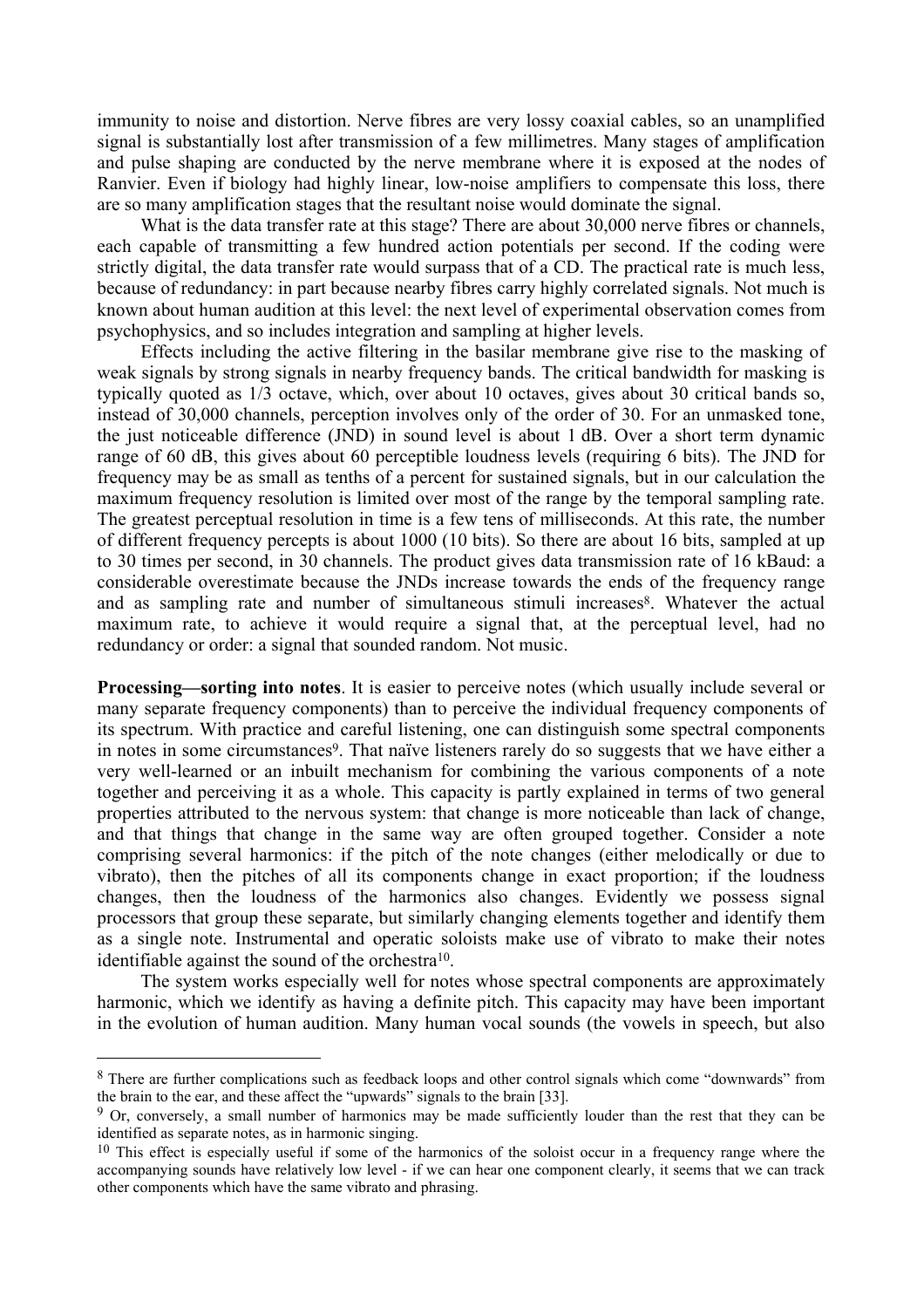immunity to noise and distortion. Nerve fibres are very lossy coaxial cables, so an unamplified signal is substantially lost after transmission of a few millimetres. Many stages of amplification and pulse shaping are conducted by the nerve membrane where it is exposed at the nodes of Ranvier. Even if biology had highly linear, low-noise amplifiers to compensate this loss, there are so many amplification stages that the resultant noise would dominate the signal.

What is the data transfer rate at this stage? There are about 30,000 nerve fibres or channels, each capable of transmitting a few hundred action potentials per second. If the coding were strictly digital, the data transfer rate would surpass that of a CD. The practical rate is much less, because of redundancy: in part because nearby fibres carry highly correlated signals. Not much is known about human audition at this level: the next level of experimental observation comes from psychophysics, and so includes integration and sampling at higher levels.

Effects including the active filtering in the basilar membrane give rise to the masking of weak signals by strong signals in nearby frequency bands. The critical bandwidth for masking is typically quoted as 1/3 octave, which, over about 10 octaves, gives about 30 critical bands so, instead of 30,000 channels, perception involves only of the order of 30. For an unmasked tone, the just noticeable difference (JND) in sound level is about 1 dB. Over a short term dynamic range of 60 dB, this gives about 60 perceptible loudness levels (requiring 6 bits). The JND for frequency may be as small as tenths of a percent for sustained signals, but in our calculation the maximum frequency resolution is limited over most of the range by the temporal sampling rate. The greatest perceptual resolution in time is a few tens of milliseconds. At this rate, the number of different frequency percepts is about 1000 (10 bits). So there are about 16 bits, sampled at up to 30 times per second, in 30 channels. The product gives data transmission rate of 16 kBaud: a considerable overestimate because the JNDs increase towards the ends of the frequency range and as sampling rate and number of simultaneous stimuli increases[8]. Whatever the actual maximum rate, to achieve it would require a signal that, at the perceptual level, had no redundancy or order: a signal that sounded random. Not music.

**Processing—sorting into notes**. It is easier to perceive notes (which usually include several or many separate frequency components) than to perceive the individual frequency components of its spectrum. With practice and careful listening, one can distinguish some spectral components in notes in some circumstances[9]. That naïve listeners rarely do so suggests that we have either a very well-learned or an inbuilt mechanism for combining the various components of a note together and perceiving it as a whole. This capacity is partly explained in terms of two general properties attributed to the nervous system: that change is more noticeable than lack of change, and that things that change in the same way are often grouped together. Consider a note comprising several harmonics: if the pitch of the note changes (either melodically or due to vibrato), then the pitches of all its components change in exact proportion; if the loudness changes, then the loudness of the harmonics also changes. Evidently we possess signal processors that group these separate, but similarly changing elements together and identify them as a single note. Instrumental and operatic soloists make use of vibrato to make their notes identifiable against the sound of the orchestra[10].

The system works especially well for notes whose spectral components are approximately harmonic, which we identify as having a definite pitch. This capacity may have been important in the evolution of human audition. Many human vocal sounds (the vowels in speech, but also

---

[8] There are further complications such as feedback loops and other control signals which come "downwards" from the brain to the ear, and these affect the "upwards" signals to the brain [33].

[9] Or, conversely, a small number of harmonics may be made sufficiently louder than the rest that they can be identified as separate notes, as in harmonic singing.

[10] This effect is especially useful if some of the harmonics of the soloist occur in a frequency range where the accompanying sounds have relatively low level - if we can hear one component clearly, it seems that we can track other components which have the same vibrato and phrasing.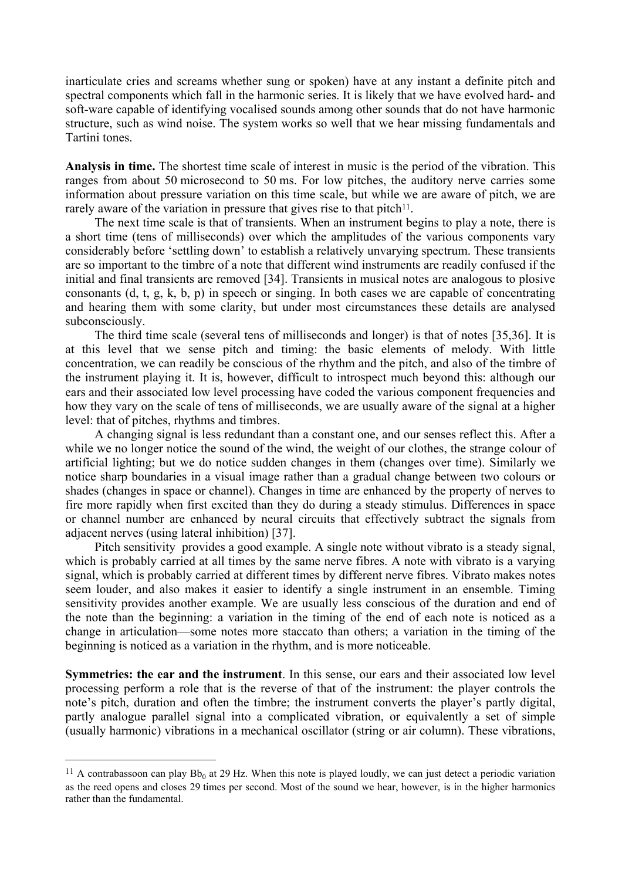inarticulate cries and screams whether sung or spoken) have at any instant a definite pitch and spectral components which fall in the harmonic series. It is likely that we have evolved hard- and soft-ware capable of identifying vocalised sounds among other sounds that do not have harmonic structure, such as wind noise. The system works so well that we hear missing fundamentals and Tartini tones.

**Analysis in time.** The shortest time scale of interest in music is the period of the vibration. This ranges from about 50 microsecond to 50 ms. For low pitches, the auditory nerve carries some information about pressure variation on this time scale, but while we are aware of pitch, we are rarely aware of the variation in pressure that gives rise to that pitch[11].

The next time scale is that of transients. When an instrument begins to play a note, there is a short time (tens of milliseconds) over which the amplitudes of the various components vary considerably before 'settling down' to establish a relatively unvarying spectrum. These transients are so important to the timbre of a note that different wind instruments are readily confused if the initial and final transients are removed [34]. Transients in musical notes are analogous to plosive consonants (d, t, g, k, b, p) in speech or singing. In both cases we are capable of concentrating and hearing them with some clarity, but under most circumstances these details are analysed subconsciously.

The third time scale (several tens of milliseconds and longer) is that of notes [35,36]. It is at this level that we sense pitch and timing: the basic elements of melody. With little concentration, we can readily be conscious of the rhythm and the pitch, and also of the timbre of the instrument playing it. It is, however, difficult to introspect much beyond this: although our ears and their associated low level processing have coded the various component frequencies and how they vary on the scale of tens of milliseconds, we are usually aware of the signal at a higher level: that of pitches, rhythms and timbres.

A changing signal is less redundant than a constant one, and our senses reflect this. After a while we no longer notice the sound of the wind, the weight of our clothes, the strange colour of artificial lighting; but we do notice sudden changes in them (changes over time). Similarly we notice sharp boundaries in a visual image rather than a gradual change between two colours or shades (changes in space or channel). Changes in time are enhanced by the property of nerves to fire more rapidly when first excited than they do during a steady stimulus. Differences in space or channel number are enhanced by neural circuits that effectively subtract the signals from adjacent nerves (using lateral inhibition) [37].

Pitch sensitivity provides a good example. A single note without vibrato is a steady signal, which is probably carried at all times by the same nerve fibres. A note with vibrato is a varying signal, which is probably carried at different times by different nerve fibres. Vibrato makes notes seem louder, and also makes it easier to identify a single instrument in an ensemble. Timing sensitivity provides another example. We are usually less conscious of the duration and end of the note than the beginning: a variation in the timing of the end of each note is noticed as a change in articulation—some notes more staccato than others; a variation in the timing of the beginning is noticed as a variation in the rhythm, and is more noticeable.

**Symmetries: the ear and the instrument**. In this sense, our ears and their associated low level processing perform a role that is the reverse of that of the instrument: the player controls the note's pitch, duration and often the timbre; the instrument converts the player's partly digital, partly analogue parallel signal into a complicated vibration, or equivalently a set of simple (usually harmonic) vibrations in a mechanical oscillator (string or air column). These vibrations,

---

[11] A contrabassoon can play $Bb_0$ at 29 Hz. When this note is played loudly, we can just detect a periodic variation as the reed opens and closes 29 times per second. Most of the sound we hear, however, is in the higher harmonics rather than the fundamental.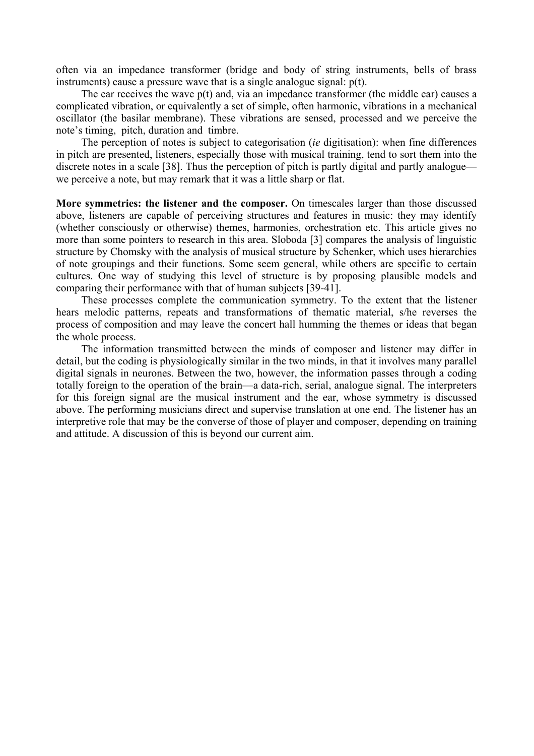often via an impedance transformer (bridge and body of string instruments, bells of brass instruments) cause a pressure wave that is a single analogue signal: p(t).

The ear receives the wave p(t) and, via an impedance transformer (the middle ear) causes a complicated vibration, or equivalently a set of simple, often harmonic, vibrations in a mechanical oscillator (the basilar membrane). These vibrations are sensed, processed and we perceive the note's timing, pitch, duration and timbre.

The perception of notes is subject to categorisation (*ie* digitisation): when fine differences in pitch are presented, listeners, especially those with musical training, tend to sort them into the discrete notes in a scale [38]. Thus the perception of pitch is partly digital and partly analogue—we perceive a note, but may remark that it was a little sharp or flat.

**More symmetries: the listener and the composer.** On timescales larger than those discussed above, listeners are capable of perceiving structures and features in music: they may identify (whether consciously or otherwise) themes, harmonies, orchestration etc. This article gives no more than some pointers to research in this area. Sloboda [3] compares the analysis of linguistic structure by Chomsky with the analysis of musical structure by Schenker, which uses hierarchies of note groupings and their functions. Some seem general, while others are specific to certain cultures. One way of studying this level of structure is by proposing plausible models and comparing their performance with that of human subjects [39-41].

These processes complete the communication symmetry. To the extent that the listener hears melodic patterns, repeats and transformations of thematic material, s/he reverses the process of composition and may leave the concert hall humming the themes or ideas that began the whole process.

The information transmitted between the minds of composer and listener may differ in detail, but the coding is physiologically similar in the two minds, in that it involves many parallel digital signals in neurones. Between the two, however, the information passes through a coding totally foreign to the operation of the brain—a data-rich, serial, analogue signal. The interpreters for this foreign signal are the musical instrument and the ear, whose symmetry is discussed above. The performing musicians direct and supervise translation at one end. The listener has an interpretive role that may be the converse of those of player and composer, depending on training and attitude. A discussion of this is beyond our current aim.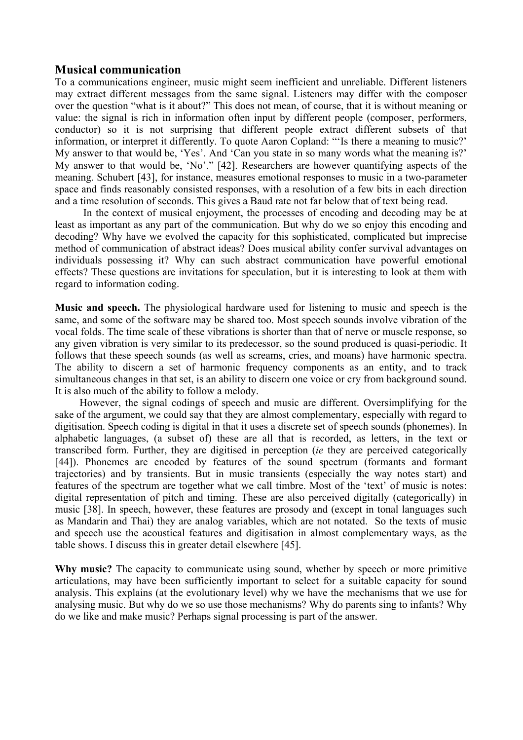## Musical communication

To a communications engineer, music might seem inefficient and unreliable. Different listeners may extract different messages from the same signal. Listeners may differ with the composer over the question "what is it about?" This does not mean, of course, that it is without meaning or value: the signal is rich in information often input by different people (composer, performers, conductor) so it is not surprising that different people extract different subsets of that information, or interpret it differently. To quote Aaron Copland: "'Is there a meaning to music?' My answer to that would be, 'Yes'. And 'Can you state in so many words what the meaning is?' My answer to that would be, 'No'." [42]. Researchers are however quantifying aspects of the meaning. Schubert [43], for instance, measures emotional responses to music in a two-parameter space and finds reasonably consisted responses, with a resolution of a few bits in each direction and a time resolution of seconds. This gives a Baud rate not far below that of text being read.

In the context of musical enjoyment, the processes of encoding and decoding may be at least as important as any part of the communication. But why do we so enjoy this encoding and decoding? Why have we evolved the capacity for this sophisticated, complicated but imprecise method of communication of abstract ideas? Does musical ability confer survival advantages on individuals possessing it? Why can such abstract communication have powerful emotional effects? These questions are invitations for speculation, but it is interesting to look at them with regard to information coding.

**Music and speech.** The physiological hardware used for listening to music and speech is the same, and some of the software may be shared too. Most speech sounds involve vibration of the vocal folds. The time scale of these vibrations is shorter than that of nerve or muscle response, so any given vibration is very similar to its predecessor, so the sound produced is quasi-periodic. It follows that these speech sounds (as well as screams, cries, and moans) have harmonic spectra. The ability to discern a set of harmonic frequency components as an entity, and to track simultaneous changes in that set, is an ability to discern one voice or cry from background sound. It is also much of the ability to follow a melody.

However, the signal codings of speech and music are different. Oversimplifying for the sake of the argument, we could say that they are almost complementary, especially with regard to digitisation. Speech coding is digital in that it uses a discrete set of speech sounds (phonemes). In alphabetic languages, (a subset of) these are all that is recorded, as letters, in the text or transcribed form. Further, they are digitised in perception (*ie* they are perceived categorically [44]). Phonemes are encoded by features of the sound spectrum (formants and formant trajectories) and by transients. But in music transients (especially the way notes start) and features of the spectrum are together what we call timbre. Most of the 'text' of music is notes: digital representation of pitch and timing. These are also perceived digitally (categorically) in music [38]. In speech, however, these features are prosody and (except in tonal languages such as Mandarin and Thai) they are analog variables, which are not notated. So the texts of music and speech use the acoustical features and digitisation in almost complementary ways, as the table shows. I discuss this in greater detail elsewhere [45].

**Why music?** The capacity to communicate using sound, whether by speech or more primitive articulations, may have been sufficiently important to select for a suitable capacity for sound analysis. This explains (at the evolutionary level) why we have the mechanisms that we use for analysing music. But why do we so use those mechanisms? Why do parents sing to infants? Why do we like and make music? Perhaps signal processing is part of the answer.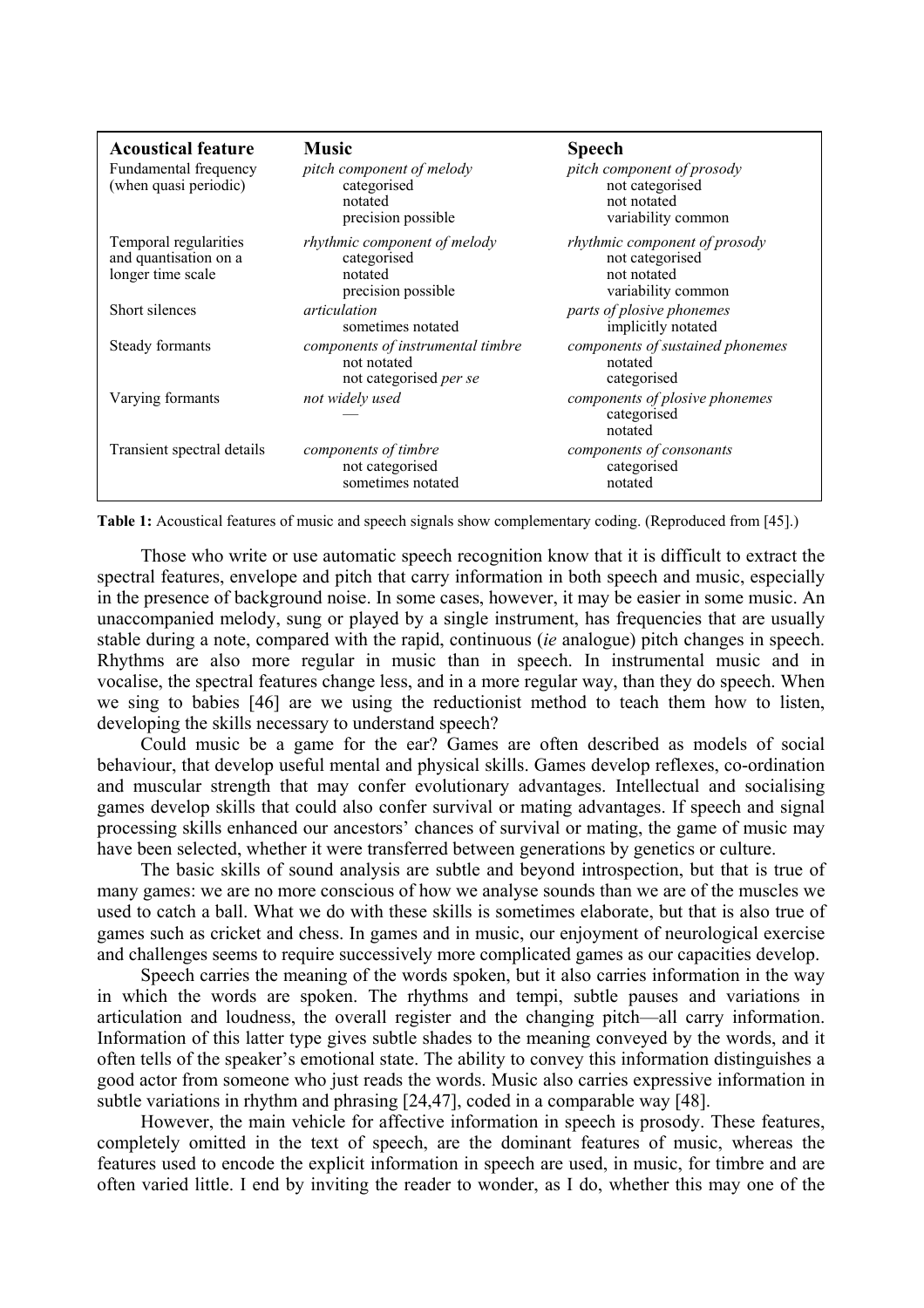| Acoustical feature | Music | Speech |
|---|---|---|
| Fundamental frequency (when quasi periodic) | *pitch component of melody*<br>categorised<br>notated<br>precision possible | *pitch component of prosody*<br>not categorised<br>not notated<br>variability common |
| Temporal regularities and quantisation on a longer time scale | *rhythmic component of melody*<br>categorised<br>notated<br>precision possible | *rhythmic component of prosody*<br>not categorised<br>not notated<br>variability common |
| Short silences | *articulation*<br>sometimes notated | *parts of plosive phonemes*<br>implicitly notated |
| Steady formants | *components of instrumental timbre*<br>not notated<br>not categorised *per se* | *components of sustained phonemes*<br>notated<br>categorised |
| Varying formants | *not widely used*<br>— | *components of plosive phonemes*<br>categorised<br>notated |
| Transient spectral details | *components of timbre*<br>not categorised<br>sometimes notated | *components of consonants*<br>categorised<br>notated |

**Table 1:** Acoustical features of music and speech signals show complementary coding. (Reproduced from [45].)

Those who write or use automatic speech recognition know that it is difficult to extract the spectral features, envelope and pitch that carry information in both speech and music, especially in the presence of background noise. In some cases, however, it may be easier in some music. An unaccompanied melody, sung or played by a single instrument, has frequencies that are usually stable during a note, compared with the rapid, continuous (*ie* analogue) pitch changes in speech. Rhythms are also more regular in music than in speech. In instrumental music and in vocalise, the spectral features change less, and in a more regular way, than they do speech. When we sing to babies [46] are we using the reductionist method to teach them how to listen, developing the skills necessary to understand speech?

Could music be a game for the ear? Games are often described as models of social behaviour, that develop useful mental and physical skills. Games develop reflexes, co-ordination and muscular strength that may confer evolutionary advantages. Intellectual and socialising games develop skills that could also confer survival or mating advantages. If speech and signal processing skills enhanced our ancestors' chances of survival or mating, the game of music may have been selected, whether it were transferred between generations by genetics or culture.

The basic skills of sound analysis are subtle and beyond introspection, but that is true of many games: we are no more conscious of how we analyse sounds than we are of the muscles we used to catch a ball. What we do with these skills is sometimes elaborate, but that is also true of games such as cricket and chess. In games and in music, our enjoyment of neurological exercise and challenges seems to require successively more complicated games as our capacities develop.

Speech carries the meaning of the words spoken, but it also carries information in the way in which the words are spoken. The rhythms and tempi, subtle pauses and variations in articulation and loudness, the overall register and the changing pitch—all carry information. Information of this latter type gives subtle shades to the meaning conveyed by the words, and it often tells of the speaker's emotional state. The ability to convey this information distinguishes a good actor from someone who just reads the words. Music also carries expressive information in subtle variations in rhythm and phrasing [24,47], coded in a comparable way [48].

However, the main vehicle for affective information in speech is prosody. These features, completely omitted in the text of speech, are the dominant features of music, whereas the features used to encode the explicit information in speech are used, in music, for timbre and are often varied little. I end by inviting the reader to wonder, as I do, whether this may one of the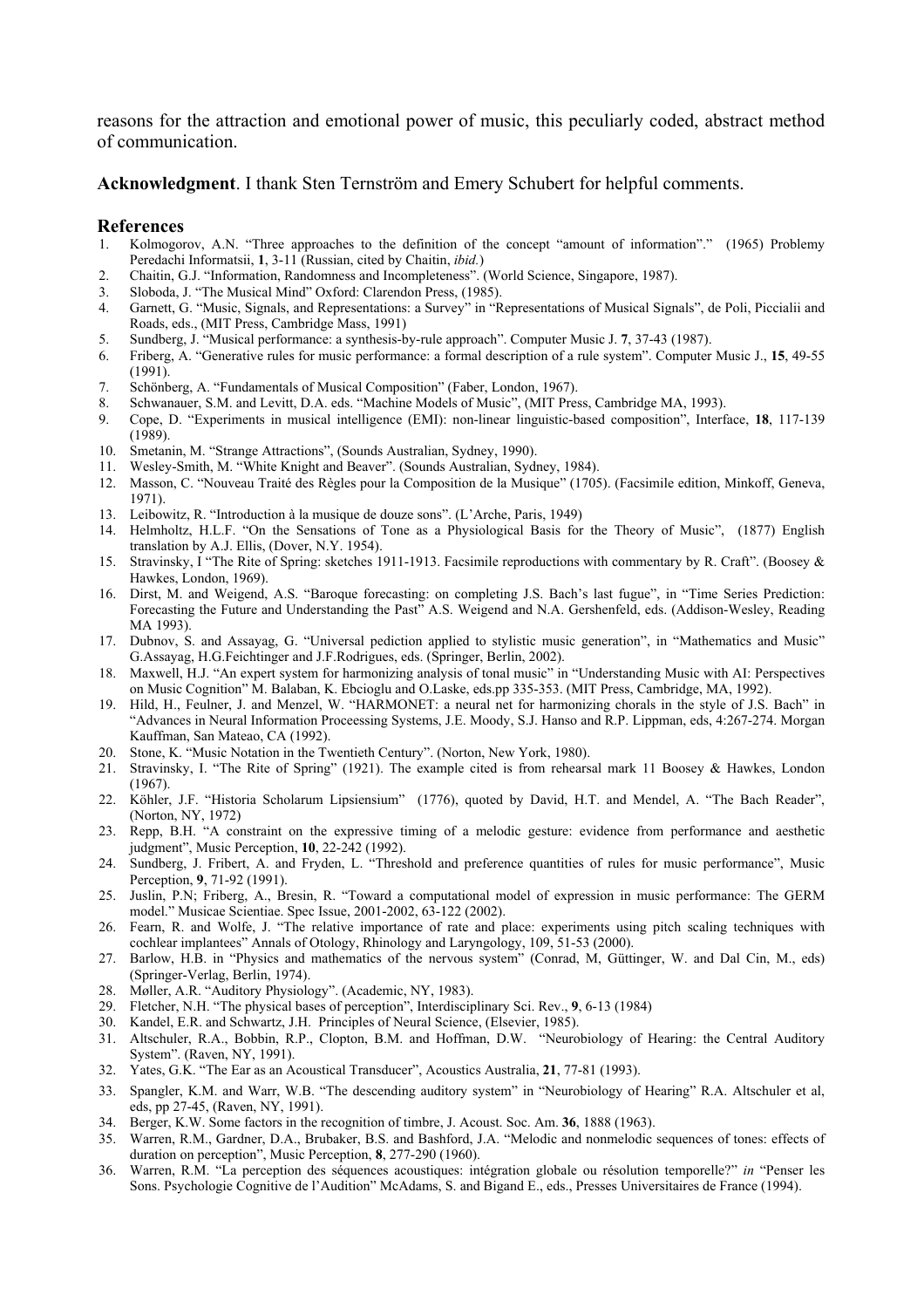reasons for the attraction and emotional power of music, this peculiarly coded, abstract method of communication.

**Acknowledgment**. I thank Sten Ternström and Emery Schubert for helpful comments.

## References

1. Kolmogorov, A.N. "Three approaches to the definition of the concept "amount of information"." (1965) Problemy Peredachi Informatsii, **1**, 3-11 (Russian, cited by Chaitin, *ibid.*)
2. Chaitin, G.J. "Information, Randomness and Incompleteness". (World Science, Singapore, 1987).
3. Sloboda, J. "The Musical Mind" Oxford: Clarendon Press, (1985).
4. Garnett, G. "Music, Signals, and Representations: a Survey" in "Representations of Musical Signals", de Poli, Piccialii and Roads, eds., (MIT Press, Cambridge Mass, 1991)
5. Sundberg, J. "Musical performance: a synthesis-by-rule approach". Computer Music J. **7**, 37-43 (1987).
6. Friberg, A. "Generative rules for music performance: a formal description of a rule system". Computer Music J., **15**, 49-55 (1991).
7. Schönberg, A. "Fundamentals of Musical Composition" (Faber, London, 1967).
8. Schwanauer, S.M. and Levitt, D.A. eds. "Machine Models of Music", (MIT Press, Cambridge MA, 1993).
9. Cope, D. "Experiments in musical intelligence (EMI): non-linear linguistic-based composition", Interface, **18**, 117-139 (1989).
10. Smetanin, M. "Strange Attractions", (Sounds Australian, Sydney, 1990).
11. Wesley-Smith, M. "White Knight and Beaver". (Sounds Australian, Sydney, 1984).
12. Masson, C. "Nouveau Traité des Règles pour la Composition de la Musique" (1705). (Facsimile edition, Minkoff, Geneva, 1971).
13. Leibowitz, R. "Introduction à la musique de douze sons". (L'Arche, Paris, 1949)
14. Helmholtz, H.L.F. "On the Sensations of Tone as a Physiological Basis for the Theory of Music", (1877) English translation by A.J. Ellis, (Dover, N.Y. 1954).
15. Stravinsky, I "The Rite of Spring: sketches 1911-1913. Facsimile reproductions with commentary by R. Craft". (Boosey & Hawkes, London, 1969).
16. Dirst, M. and Weigend, A.S. "Baroque forecasting: on completing J.S. Bach's last fugue", in "Time Series Prediction: Forecasting the Future and Understanding the Past" A.S. Weigend and N.A. Gershenfeld, eds. (Addison-Wesley, Reading MA 1993).
17. Dubnov, S. and Assayag, G. "Universal pediction applied to stylistic music generation", in "Mathematics and Music" G.Assayag, H.G.Feichtinger and J.F.Rodrigues, eds. (Springer, Berlin, 2002).
18. Maxwell, H.J. "An expert system for harmonizing analysis of tonal music" in "Understanding Music with AI: Perspectives on Music Cognition" M. Balaban, K. Ebcioglu and O.Laske, eds.pp 335-353. (MIT Press, Cambridge, MA, 1992).
19. Hild, H., Feulner, J. and Menzel, W. "HARMONET: a neural net for harmonizing chorals in the style of J.S. Bach" in "Advances in Neural Information Proceessing Systems, J.E. Moody, S.J. Hanso and R.P. Lippman, eds, 4:267-274. Morgan Kauffman, San Mateao, CA (1992).
20. Stone, K. "Music Notation in the Twentieth Century". (Norton, New York, 1980).
21. Stravinsky, I. "The Rite of Spring" (1921). The example cited is from rehearsal mark 11 Boosey & Hawkes, London (1967).
22. Köhler, J.F. "Historia Scholarum Lipsiensium" (1776), quoted by David, H.T. and Mendel, A. "The Bach Reader", (Norton, NY, 1972)
23. Repp, B.H. "A constraint on the expressive timing of a melodic gesture: evidence from performance and aesthetic judgment", Music Perception, **10**, 22-242 (1992).
24. Sundberg, J. Fribert, A. and Fryden, L. "Threshold and preference quantities of rules for music performance", Music Perception, **9**, 71-92 (1991).
25. Juslin, P.N; Friberg, A., Bresin, R. "Toward a computational model of expression in music performance: The GERM model." Musicae Scientiae. Spec Issue, 2001-2002, 63-122 (2002).
26. Fearn, R. and Wolfe, J. "The relative importance of rate and place: experiments using pitch scaling techniques with cochlear implantees" Annals of Otology, Rhinology and Laryngology, 109, 51-53 (2000).
27. Barlow, H.B. in "Physics and mathematics of the nervous system" (Conrad, M, Güttinger, W. and Dal Cin, M., eds) (Springer-Verlag, Berlin, 1974).
28. Møller, A.R. "Auditory Physiology". (Academic, NY, 1983).
29. Fletcher, N.H. "The physical bases of perception", Interdisciplinary Sci. Rev., **9**, 6-13 (1984)
30. Kandel, E.R. and Schwartz, J.H. Principles of Neural Science, (Elsevier, 1985).
31. Altschuler, R.A., Bobbin, R.P., Clopton, B.M. and Hoffman, D.W. "Neurobiology of Hearing: the Central Auditory System". (Raven, NY, 1991).
32. Yates, G.K. "The Ear as an Acoustical Transducer", Acoustics Australia, **21**, 77-81 (1993).
33. Spangler, K.M. and Warr, W.B. "The descending auditory system" in "Neurobiology of Hearing" R.A. Altschuler et al, eds, pp 27-45, (Raven, NY, 1991).
34. Berger, K.W. Some factors in the recognition of timbre, J. Acoust. Soc. Am. **36**, 1888 (1963).
35. Warren, R.M., Gardner, D.A., Brubaker, B.S. and Bashford, J.A. "Melodic and nonmelodic sequences of tones: effects of duration on perception", Music Perception, **8**, 277-290 (1960).
36. Warren, R.M. "La perception des séquences acoustiques: intégration globale ou résolution temporelle?" *in* "Penser les Sons. Psychologie Cognitive de l'Audition" McAdams, S. and Bigand E., eds., Presses Universitaires de France (1994).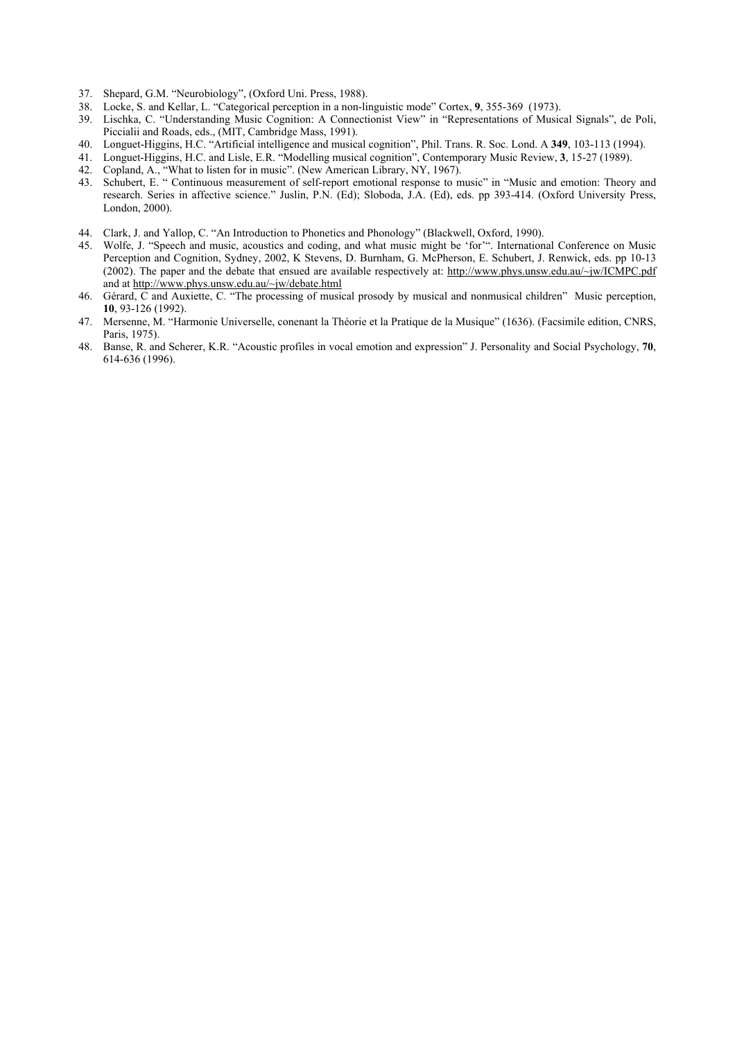37. Shepard, G.M. "Neurobiology", (Oxford Uni. Press, 1988).
38. Locke, S. and Kellar, L. "Categorical perception in a non-linguistic mode" Cortex, **9**, 355-369 (1973).
39. Lischka, C. "Understanding Music Cognition: A Connectionist View" in "Representations of Musical Signals", de Poli, Piccialii and Roads, eds., (MIT, Cambridge Mass, 1991).
40. Longuet-Higgins, H.C. "Artificial intelligence and musical cognition", Phil. Trans. R. Soc. Lond. A **349**, 103-113 (1994).
41. Longuet-Higgins, H.C. and Lisle, E.R. "Modelling musical cognition", Contemporary Music Review, **3**, 15-27 (1989).
42. Copland, A., "What to listen for in music". (New American Library, NY, 1967).
43. Schubert, E. " Continuous measurement of self-report emotional response to music" in "Music and emotion: Theory and research. Series in affective science." Juslin, P.N. (Ed); Sloboda, J.A. (Ed), eds. pp 393-414. (Oxford University Press, London, 2000).
44. Clark, J. and Yallop, C. "An Introduction to Phonetics and Phonology" (Blackwell, Oxford, 1990).
45. Wolfe, J. "Speech and music, acoustics and coding, and what music might be 'for'". International Conference on Music Perception and Cognition, Sydney, 2002, K Stevens, D. Burnham, G. McPherson, E. Schubert, J. Renwick, eds. pp 10-13 (2002). The paper and the debate that ensued are available respectively at: http://www.phys.unsw.edu.au/~jw/ICMPC.pdf and at http://www.phys.unsw.edu.au/~jw/debate.html
46. Gérard, C and Auxiette, C. "The processing of musical prosody by musical and nonmusical children" Music perception, **10**, 93-126 (1992).
47. Mersenne, M. "Harmonie Universelle, conenant la Théorie et la Pratique de la Musique" (1636). (Facsimile edition, CNRS, Paris, 1975).
48. Banse, R. and Scherer, K.R. "Acoustic profiles in vocal emotion and expression" J. Personality and Social Psychology, **70**, 614-636 (1996).